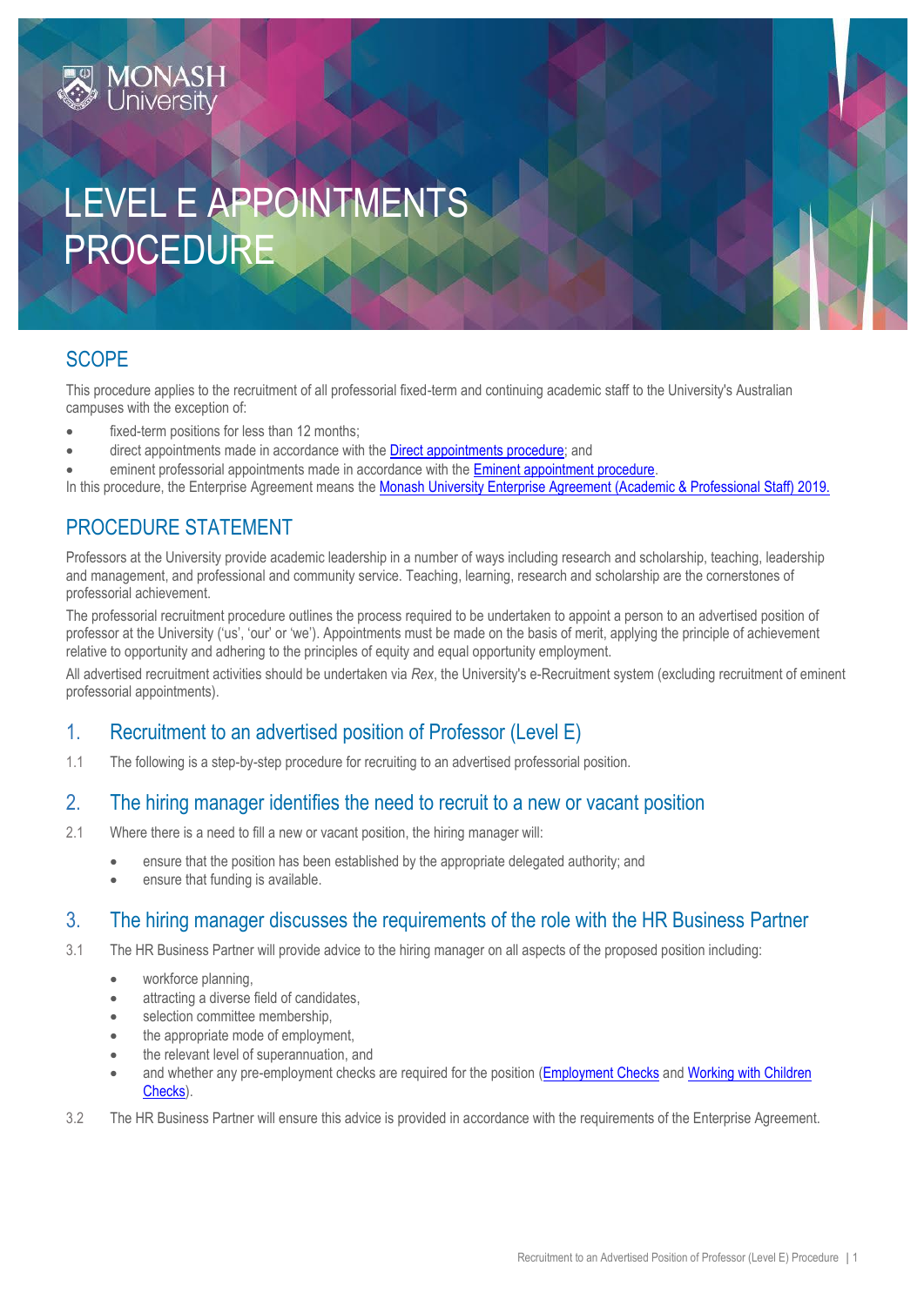# LEVEL E APPOINTMENTS PROCEDURE

## SCOPE

This procedure applies to the recruitment of all professorial fixed-term and continuing academic staff to the University's Australian campuses with the exception of:

- fixed-term positions for less than 12 months;
- direct appointments made in accordance with the [Direct appointments procedure]; and
- eminent professorial appointments made in accordance with the [Eminent appointment procedure].

In this procedure, the Enterprise Agreement means the [Monash University Enterprise Agreement (Academic & Professional Staff) 2019.]

## PROCEDURE STATEMENT

Professors at the University provide academic leadership in a number of ways including research and scholarship, teaching, leadership and management, and professional and community service. Teaching, learning, research and scholarship are the cornerstones of professorial achievement.

The professorial recruitment procedure outlines the process required to be undertaken to appoint a person to an advertised position of professor at the University ('us', 'our' or 'we'). Appointments must be made on the basis of merit, applying the principle of achievement relative to opportunity and adhering to the principles of equity and equal opportunity employment.

All advertised recruitment activities should be undertaken via *Rex*, the University's e-Recruitment system (excluding recruitment of eminent professorial appointments).

## 1. Recruitment to an advertised position of Professor (Level E)

1.1 The following is a step-by-step procedure for recruiting to an advertised professorial position.

## 2. The hiring manager identifies the need to recruit to a new or vacant position

2.1 Where there is a need to fill a new or vacant position, the hiring manager will:

- ensure that the position has been established by the appropriate delegated authority; and
- ensure that funding is available.

## 3. The hiring manager discusses the requirements of the role with the HR Business Partner

3.1 The HR Business Partner will provide advice to the hiring manager on all aspects of the proposed position including:

- workforce planning,
- attracting a diverse field of candidates,
- selection committee membership,
- the appropriate mode of employment,
- the relevant level of superannuation, and
- and whether any pre-employment checks are required for the position ([Employment Checks] and [Working with Children Checks]).

3.2 The HR Business Partner will ensure this advice is provided in accordance with the requirements of the Enterprise Agreement.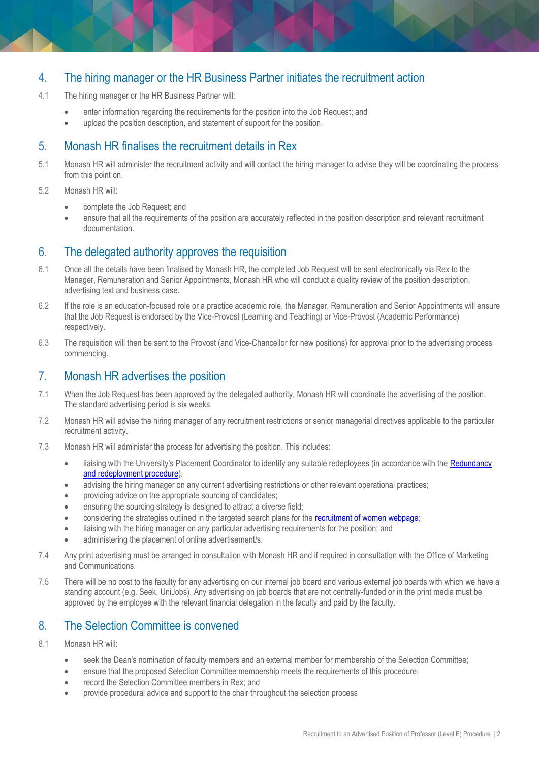## 4. The hiring manager or the HR Business Partner initiates the recruitment action

4.1 The hiring manager or the HR Business Partner will:

- enter information regarding the requirements for the position into the Job Request; and
- upload the position description, and statement of support for the position.

## 5. Monash HR finalises the recruitment details in Rex

5.1 Monash HR will administer the recruitment activity and will contact the hiring manager to advise they will be coordinating the process from this point on.

5.2 Monash HR will:

- complete the Job Request; and
- ensure that all the requirements of the position are accurately reflected in the position description and relevant recruitment documentation.

## 6. The delegated authority approves the requisition

6.1 Once all the details have been finalised by Monash HR, the completed Job Request will be sent electronically via Rex to the Manager, Remuneration and Senior Appointments, Monash HR who will conduct a quality review of the position description, advertising text and business case.

6.2 If the role is an education-focused role or a practice academic role, the Manager, Remuneration and Senior Appointments will ensure that the Job Request is endorsed by the Vice-Provost (Learning and Teaching) or Vice-Provost (Academic Performance) respectively.

6.3 The requisition will then be sent to the Provost (and Vice-Chancellor for new positions) for approval prior to the advertising process commencing.

## 7. Monash HR advertises the position

7.1 When the Job Request has been approved by the delegated authority, Monash HR will coordinate the advertising of the position. The standard advertising period is six weeks.

7.2 Monash HR will advise the hiring manager of any recruitment restrictions or senior managerial directives applicable to the particular recruitment activity.

7.3 Monash HR will administer the process for advertising the position. This includes:

- liaising with the University's Placement Coordinator to identify any suitable redeployees (in accordance with the Redundancy and redeployment procedure);
- advising the hiring manager on any current advertising restrictions or other relevant operational practices;
- providing advice on the appropriate sourcing of candidates;
- ensuring the sourcing strategy is designed to attract a diverse field;
- considering the strategies outlined in the targeted search plans for the recruitment of women webpage;
- liaising with the hiring manager on any particular advertising requirements for the position; and
- administering the placement of online advertisement/s.

7.4 Any print advertising must be arranged in consultation with Monash HR and if required in consultation with the Office of Marketing and Communications.

7.5 There will be no cost to the faculty for any advertising on our internal job board and various external job boards with which we have a standing account (e.g. Seek, UniJobs). Any advertising on job boards that are not centrally-funded or in the print media must be approved by the employee with the relevant financial delegation in the faculty and paid by the faculty.

## 8. The Selection Committee is convened

8.1 Monash HR will:

- seek the Dean's nomination of faculty members and an external member for membership of the Selection Committee;
- ensure that the proposed Selection Committee membership meets the requirements of this procedure;
- record the Selection Committee members in Rex; and
- provide procedural advice and support to the chair throughout the selection process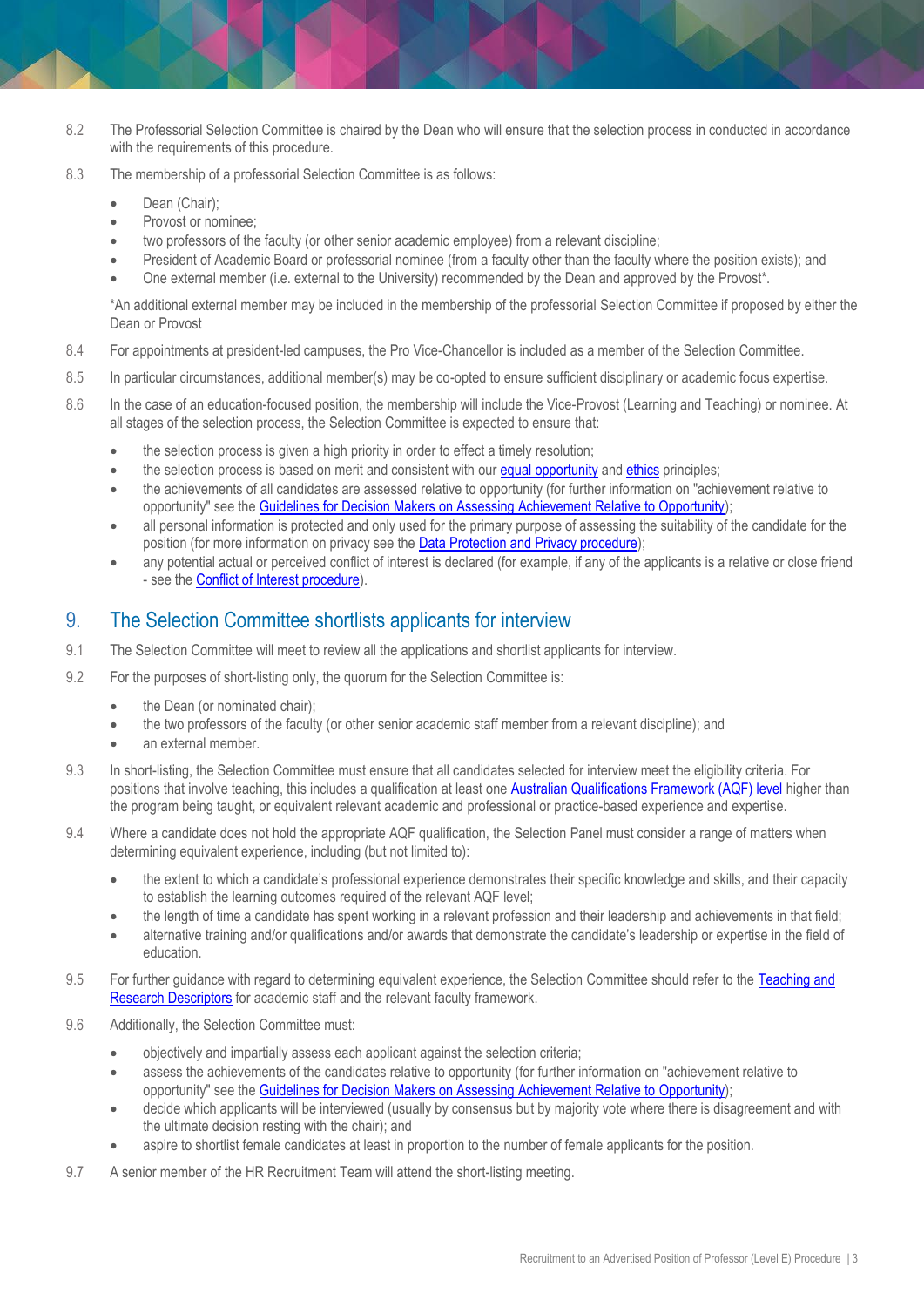8.2 The Professorial Selection Committee is chaired by the Dean who will ensure that the selection process in conducted in accordance with the requirements of this procedure.

8.3 The membership of a professorial Selection Committee is as follows:

- Dean (Chair);
- Provost or nominee;
- two professors of the faculty (or other senior academic employee) from a relevant discipline;
- President of Academic Board or professorial nominee (from a faculty other than the faculty where the position exists); and
- One external member (i.e. external to the University) recommended by the Dean and approved by the Provost*.

*An additional external member may be included in the membership of the professorial Selection Committee if proposed by either the Dean or Provost

8.4 For appointments at president-led campuses, the Pro Vice-Chancellor is included as a member of the Selection Committee.

8.5 In particular circumstances, additional member(s) may be co-opted to ensure sufficient disciplinary or academic focus expertise.

8.6 In the case of an education-focused position, the membership will include the Vice-Provost (Learning and Teaching) or nominee. At all stages of the selection process, the Selection Committee is expected to ensure that:

- the selection process is given a high priority in order to effect a timely resolution;
- the selection process is based on merit and consistent with our equal opportunity and ethics principles;
- the achievements of all candidates are assessed relative to opportunity (for further information on "achievement relative to opportunity" see the Guidelines for Decision Makers on Assessing Achievement Relative to Opportunity);
- all personal information is protected and only used for the primary purpose of assessing the suitability of the candidate for the position (for more information on privacy see the Data Protection and Privacy procedure);
- any potential actual or perceived conflict of interest is declared (for example, if any of the applicants is a relative or close friend - see the Conflict of Interest procedure).

## 9. The Selection Committee shortlists applicants for interview

9.1 The Selection Committee will meet to review all the applications and shortlist applicants for interview.

9.2 For the purposes of short-listing only, the quorum for the Selection Committee is:

- the Dean (or nominated chair);
- the two professors of the faculty (or other senior academic staff member from a relevant discipline); and
- an external member.

9.3 In short-listing, the Selection Committee must ensure that all candidates selected for interview meet the eligibility criteria. For positions that involve teaching, this includes a qualification at least one Australian Qualifications Framework (AQF) level higher than the program being taught, or equivalent relevant academic and professional or practice-based experience and expertise.

9.4 Where a candidate does not hold the appropriate AQF qualification, the Selection Panel must consider a range of matters when determining equivalent experience, including (but not limited to):

- the extent to which a candidate's professional experience demonstrates their specific knowledge and skills, and their capacity to establish the learning outcomes required of the relevant AQF level;
- the length of time a candidate has spent working in a relevant profession and their leadership and achievements in that field;
- alternative training and/or qualifications and/or awards that demonstrate the candidate's leadership or expertise in the field of education.

9.5 For further guidance with regard to determining equivalent experience, the Selection Committee should refer to the Teaching and Research Descriptors for academic staff and the relevant faculty framework.

9.6 Additionally, the Selection Committee must:

- objectively and impartially assess each applicant against the selection criteria;
- assess the achievements of the candidates relative to opportunity (for further information on "achievement relative to opportunity" see the Guidelines for Decision Makers on Assessing Achievement Relative to Opportunity);
- decide which applicants will be interviewed (usually by consensus but by majority vote where there is disagreement and with the ultimate decision resting with the chair); and
- aspire to shortlist female candidates at least in proportion to the number of female applicants for the position.

9.7 A senior member of the HR Recruitment Team will attend the short-listing meeting.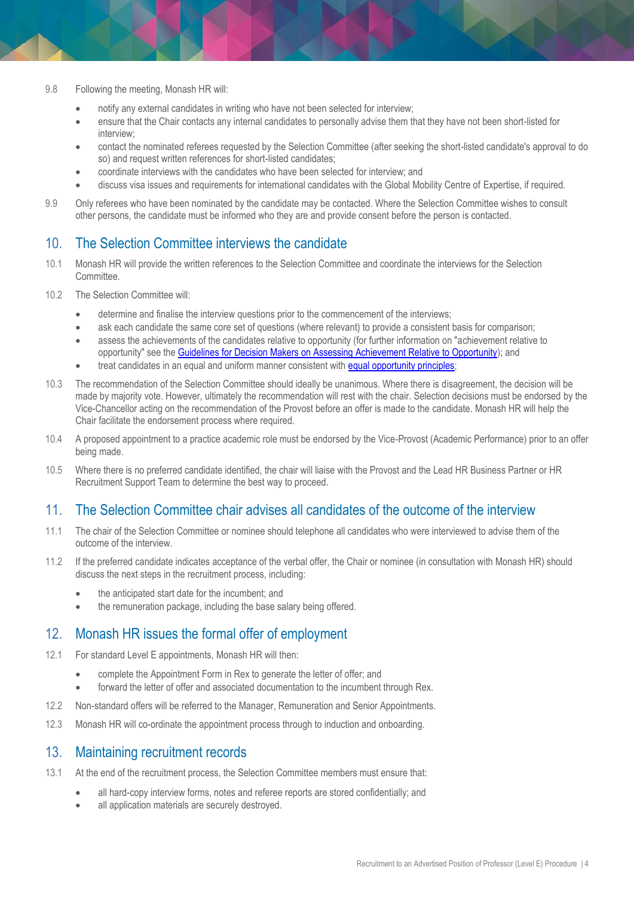9.8 Following the meeting, Monash HR will:

- notify any external candidates in writing who have not been selected for interview;
- ensure that the Chair contacts any internal candidates to personally advise them that they have not been short-listed for interview;
- contact the nominated referees requested by the Selection Committee (after seeking the short-listed candidate's approval to do so) and request written references for short-listed candidates;
- coordinate interviews with the candidates who have been selected for interview; and
- discuss visa issues and requirements for international candidates with the Global Mobility Centre of Expertise, if required.

9.9 Only referees who have been nominated by the candidate may be contacted. Where the Selection Committee wishes to consult other persons, the candidate must be informed who they are and provide consent before the person is contacted.

## 10. The Selection Committee interviews the candidate

10.1 Monash HR will provide the written references to the Selection Committee and coordinate the interviews for the Selection Committee.

10.2 The Selection Committee will:

- determine and finalise the interview questions prior to the commencement of the interviews;
- ask each candidate the same core set of questions (where relevant) to provide a consistent basis for comparison;
- assess the achievements of the candidates relative to opportunity (for further information on "achievement relative to opportunity" see the Guidelines for Decision Makers on Assessing Achievement Relative to Opportunity); and
- treat candidates in an equal and uniform manner consistent with equal opportunity principles;

10.3 The recommendation of the Selection Committee should ideally be unanimous. Where there is disagreement, the decision will be made by majority vote. However, ultimately the recommendation will rest with the chair. Selection decisions must be endorsed by the Vice-Chancellor acting on the recommendation of the Provost before an offer is made to the candidate. Monash HR will help the Chair facilitate the endorsement process where required.

10.4 A proposed appointment to a practice academic role must be endorsed by the Vice-Provost (Academic Performance) prior to an offer being made.

10.5 Where there is no preferred candidate identified, the chair will liaise with the Provost and the Lead HR Business Partner or HR Recruitment Support Team to determine the best way to proceed.

## 11. The Selection Committee chair advises all candidates of the outcome of the interview

11.1 The chair of the Selection Committee or nominee should telephone all candidates who were interviewed to advise them of the outcome of the interview.

11.2 If the preferred candidate indicates acceptance of the verbal offer, the Chair or nominee (in consultation with Monash HR) should discuss the next steps in the recruitment process, including:

- the anticipated start date for the incumbent; and
- the remuneration package, including the base salary being offered.

## 12. Monash HR issues the formal offer of employment

12.1 For standard Level E appointments, Monash HR will then:

- complete the Appointment Form in Rex to generate the letter of offer; and
- forward the letter of offer and associated documentation to the incumbent through Rex.

12.2 Non-standard offers will be referred to the Manager, Remuneration and Senior Appointments.

12.3 Monash HR will co-ordinate the appointment process through to induction and onboarding.

## 13. Maintaining recruitment records

13.1 At the end of the recruitment process, the Selection Committee members must ensure that:

- all hard-copy interview forms, notes and referee reports are stored confidentially; and
- all application materials are securely destroyed.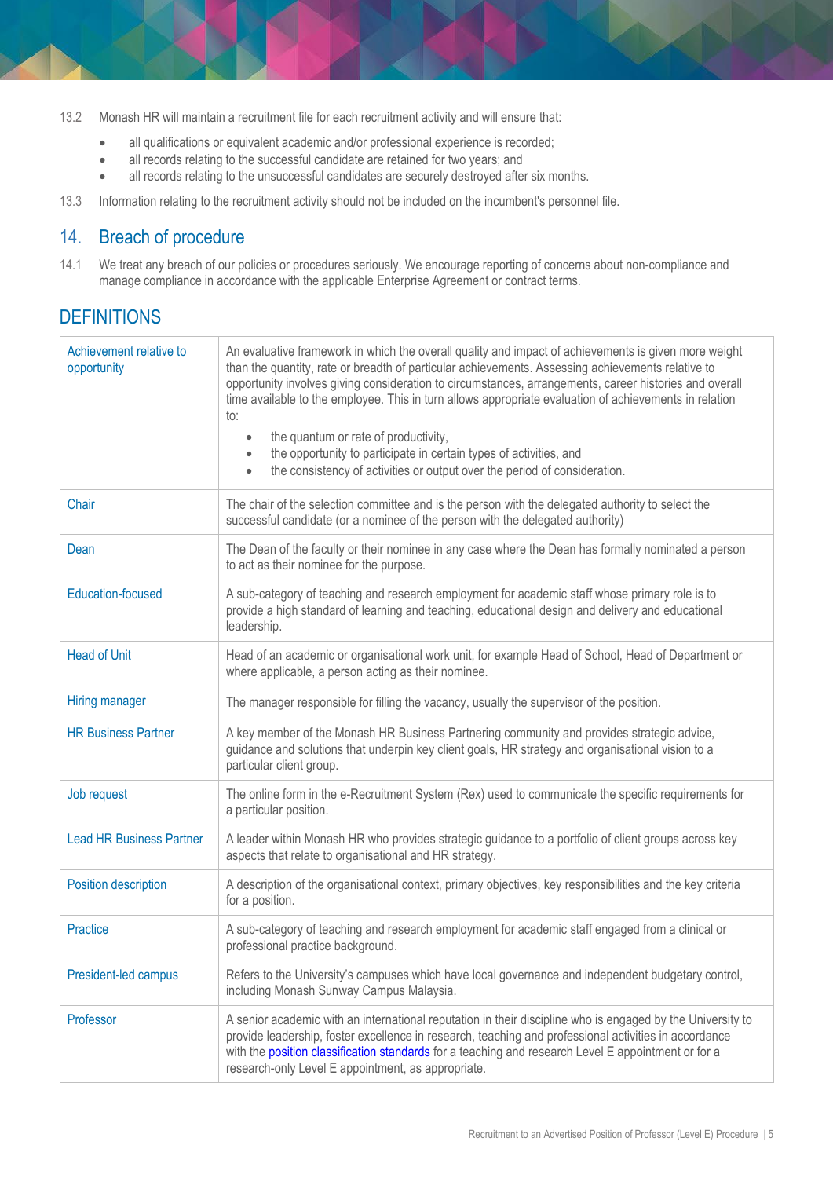13.2 Monash HR will maintain a recruitment file for each recruitment activity and will ensure that:

- all qualifications or equivalent academic and/or professional experience is recorded;
- all records relating to the successful candidate are retained for two years; and
- all records relating to the unsuccessful candidates are securely destroyed after six months.

13.3 Information relating to the recruitment activity should not be included on the incumbent's personnel file.

## 14. Breach of procedure

14.1 We treat any breach of our policies or procedures seriously. We encourage reporting of concerns about non-compliance and manage compliance in accordance with the applicable Enterprise Agreement or contract terms.

## DEFINITIONS

| Term | Definition |
|---|---|
| Achievement relative to opportunity | An evaluative framework in which the overall quality and impact of achievements is given more weight than the quantity, rate or breadth of particular achievements. Assessing achievements relative to opportunity involves giving consideration to circumstances, arrangements, career histories and overall time available to the employee. This in turn allows appropriate evaluation of achievements in relation to: <br>• the quantum or rate of productivity, <br>• the opportunity to participate in certain types of activities, and <br>• the consistency of activities or output over the period of consideration. |
| Chair | The chair of the selection committee and is the person with the delegated authority to select the successful candidate (or a nominee of the person with the delegated authority) |
| Dean | The Dean of the faculty or their nominee in any case where the Dean has formally nominated a person to act as their nominee for the purpose. |
| Education-focused | A sub-category of teaching and research employment for academic staff whose primary role is to provide a high standard of learning and teaching, educational design and delivery and educational leadership. |
| Head of Unit | Head of an academic or organisational work unit, for example Head of School, Head of Department or where applicable, a person acting as their nominee. |
| Hiring manager | The manager responsible for filling the vacancy, usually the supervisor of the position. |
| HR Business Partner | A key member of the Monash HR Business Partnering community and provides strategic advice, guidance and solutions that underpin key client goals, HR strategy and organisational vision to a particular client group. |
| Job request | The online form in the e-Recruitment System (Rex) used to communicate the specific requirements for a particular position. |
| Lead HR Business Partner | A leader within Monash HR who provides strategic guidance to a portfolio of client groups across key aspects that relate to organisational and HR strategy. |
| Position description | A description of the organisational context, primary objectives, key responsibilities and the key criteria for a position. |
| Practice | A sub-category of teaching and research employment for academic staff engaged from a clinical or professional practice background. |
| President-led campus | Refers to the University's campuses which have local governance and independent budgetary control, including Monash Sunway Campus Malaysia. |
| Professor | A senior academic with an international reputation in their discipline who is engaged by the University to provide leadership, foster excellence in research, teaching and professional activities in accordance with the position classification standards for a teaching and research Level E appointment or for a research-only Level E appointment, as appropriate. |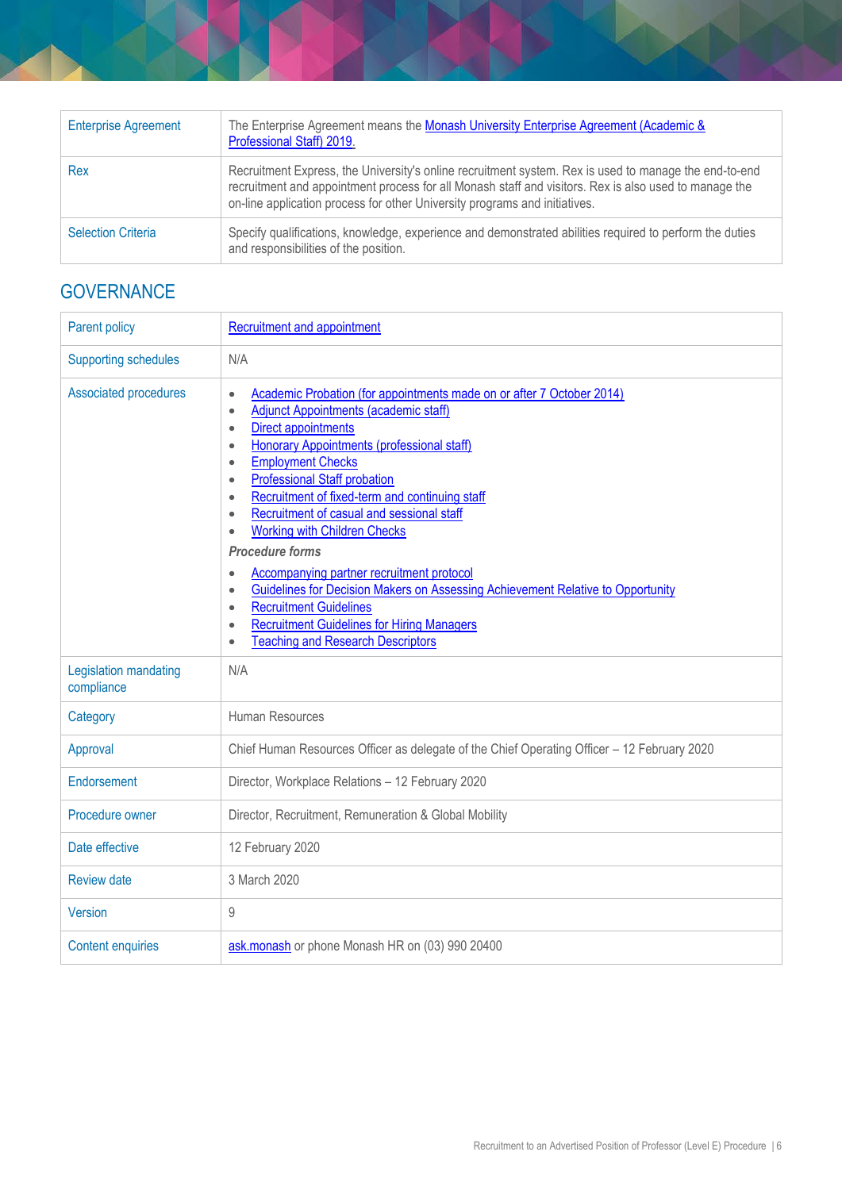| | |
|---|---|
| Enterprise Agreement | The Enterprise Agreement means the Monash University Enterprise Agreement (Academic & Professional Staff) 2019. |
| Rex | Recruitment Express, the University's online recruitment system. Rex is used to manage the end-to-end recruitment and appointment process for all Monash staff and visitors. Rex is also used to manage the on-line application process for other University programs and initiatives. |
| Selection Criteria | Specify qualifications, knowledge, experience and demonstrated abilities required to perform the duties and responsibilities of the position. |

## GOVERNANCE

| | |
|---|---|
| Parent policy | Recruitment and appointment |
| Supporting schedules | N/A |
| Associated procedures | • Academic Probation (for appointments made on or after 7 October 2014)<br>• Adjunct Appointments (academic staff)<br>• Direct appointments<br>• Honorary Appointments (professional staff)<br>• Employment Checks<br>• Professional Staff probation<br>• Recruitment of fixed-term and continuing staff<br>• Recruitment of casual and sessional staff<br>• Working with Children Checks<br>***Procedure forms***<br>• Accompanying partner recruitment protocol<br>• Guidelines for Decision Makers on Assessing Achievement Relative to Opportunity<br>• Recruitment Guidelines<br>• Recruitment Guidelines for Hiring Managers<br>• Teaching and Research Descriptors |
| Legislation mandating compliance | N/A |
| Category | Human Resources |
| Approval | Chief Human Resources Officer as delegate of the Chief Operating Officer – 12 February 2020 |
| Endorsement | Director, Workplace Relations – 12 February 2020 |
| Procedure owner | Director, Recruitment, Remuneration & Global Mobility |
| Date effective | 12 February 2020 |
| Review date | 3 March 2020 |
| Version | 9 |
| Content enquiries | ask.monash or phone Monash HR on (03) 990 20400 |